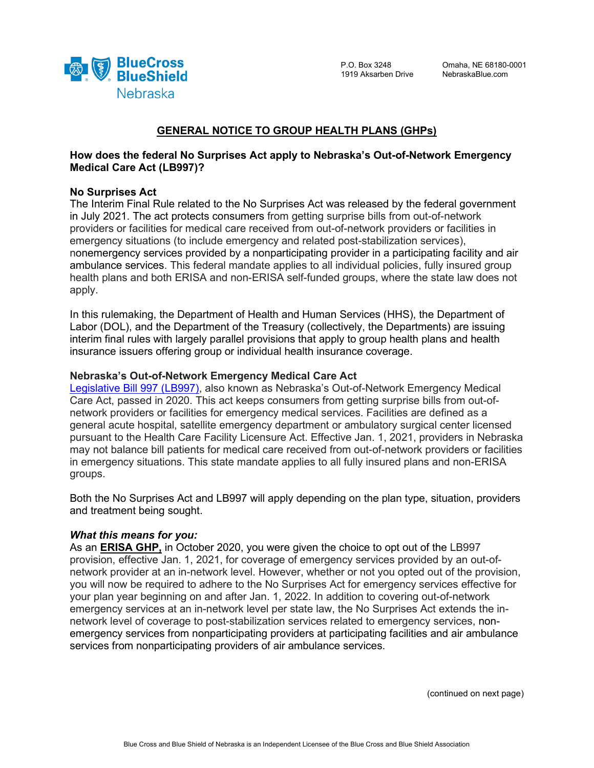P.O. Box 3248
1919 Aksarben Drive

Omaha, NE 68180-0001
NebraskaBlue.com

# GENERAL NOTICE TO GROUP HEALTH PLANS (GHPs)

**How does the federal No Surprises Act apply to Nebraska's Out-of-Network Emergency Medical Care Act (LB997)?**

**No Surprises Act**

The Interim Final Rule related to the No Surprises Act was released by the federal government in July 2021. The act protects consumers from getting surprise bills from out-of-network providers or facilities for medical care received from out-of-network providers or facilities in emergency situations (to include emergency and related post-stabilization services), nonemergency services provided by a nonparticipating provider in a participating facility and air ambulance services. This federal mandate applies to all individual policies, fully insured group health plans and both ERISA and non-ERISA self-funded groups, where the state law does not apply.

In this rulemaking, the Department of Health and Human Services (HHS), the Department of Labor (DOL), and the Department of the Treasury (collectively, the Departments) are issuing interim final rules with largely parallel provisions that apply to group health plans and health insurance issuers offering group or individual health insurance coverage.

**Nebraska's Out-of-Network Emergency Medical Care Act**

Legislative Bill 997 (LB997), also known as Nebraska's Out-of-Network Emergency Medical Care Act, passed in 2020. This act keeps consumers from getting surprise bills from out-of-network providers or facilities for emergency medical services. Facilities are defined as a general acute hospital, satellite emergency department or ambulatory surgical center licensed pursuant to the Health Care Facility Licensure Act. Effective Jan. 1, 2021, providers in Nebraska may not balance bill patients for medical care received from out-of-network providers or facilities in emergency situations. This state mandate applies to all fully insured plans and non-ERISA groups.

Both the No Surprises Act and LB997 will apply depending on the plan type, situation, providers and treatment being sought.

***What this means for you:***

As an **ERISA GHP,** in October 2020, you were given the choice to opt out of the LB997 provision, effective Jan. 1, 2021, for coverage of emergency services provided by an out-of-network provider at an in-network level. However, whether or not you opted out of the provision, you will now be required to adhere to the No Surprises Act for emergency services effective for your plan year beginning on and after Jan. 1, 2022. In addition to covering out-of-network emergency services at an in-network level per state law, the No Surprises Act extends the in-network level of coverage to post-stabilization services related to emergency services, non-emergency services from nonparticipating providers at participating facilities and air ambulance services from nonparticipating providers of air ambulance services.

(continued on next page)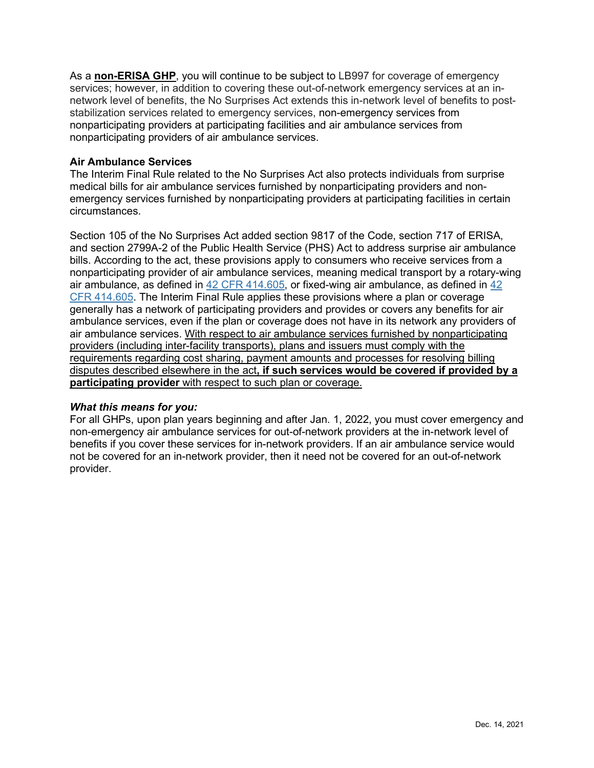As a **non-ERISA GHP**, you will continue to be subject to LB997 for coverage of emergency services; however, in addition to covering these out-of-network emergency services at an in-network level of benefits, the No Surprises Act extends this in-network level of benefits to post-stabilization services related to emergency services, non-emergency services from nonparticipating providers at participating facilities and air ambulance services from nonparticipating providers of air ambulance services.

**Air Ambulance Services**

The Interim Final Rule related to the No Surprises Act also protects individuals from surprise medical bills for air ambulance services furnished by nonparticipating providers and non-emergency services furnished by nonparticipating providers at participating facilities in certain circumstances.

Section 105 of the No Surprises Act added section 9817 of the Code, section 717 of ERISA, and section 2799A-2 of the Public Health Service (PHS) Act to address surprise air ambulance bills. According to the act, these provisions apply to consumers who receive services from a nonparticipating provider of air ambulance services, meaning medical transport by a rotary-wing air ambulance, as defined in 42 CFR 414.605, or fixed-wing air ambulance, as defined in 42 CFR 414.605. The Interim Final Rule applies these provisions where a plan or coverage generally has a network of participating providers and provides or covers any benefits for air ambulance services, even if the plan or coverage does not have in its network any providers of air ambulance services. With respect to air ambulance services furnished by nonparticipating providers (including inter-facility transports), plans and issuers must comply with the requirements regarding cost sharing, payment amounts and processes for resolving billing disputes described elsewhere in the act**, if such services would be covered if provided by a participating provider** with respect to such plan or coverage.

***What this means for you:***

For all GHPs, upon plan years beginning and after Jan. 1, 2022, you must cover emergency and non-emergency air ambulance services for out-of-network providers at the in-network level of benefits if you cover these services for in-network providers. If an air ambulance service would not be covered for an in-network provider, then it need not be covered for an out-of-network provider.

Dec. 14, 2021